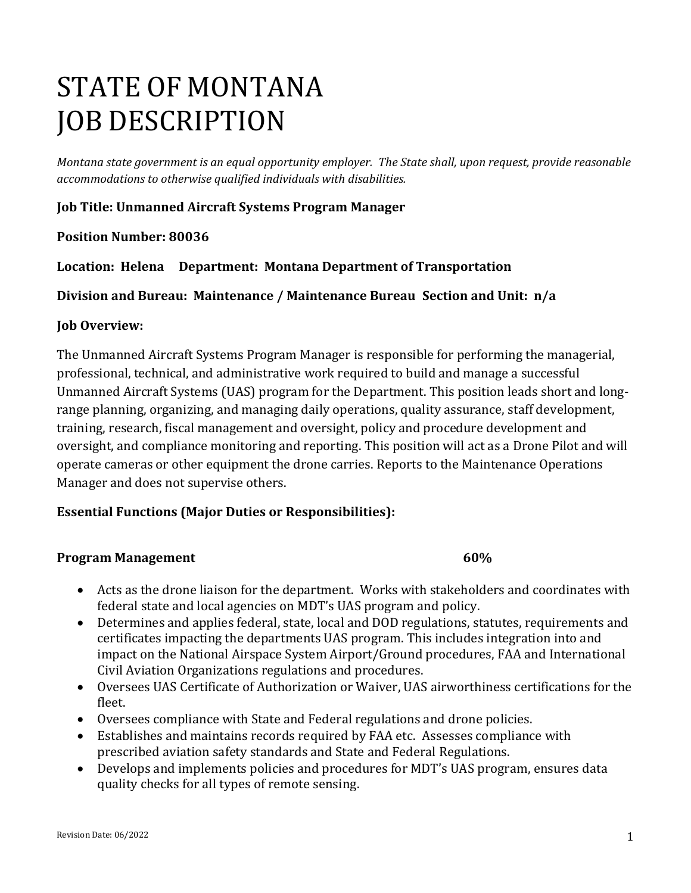# STATE OF MONTANA
# JOB DESCRIPTION

*Montana state government is an equal opportunity employer. The State shall, upon request, provide reasonable accommodations to otherwise qualified individuals with disabilities.*

**Job Title: Unmanned Aircraft Systems Program Manager**

**Position Number: 80036**

**Location: Helena Department: Montana Department of Transportation**

**Division and Bureau: Maintenance / Maintenance Bureau Section and Unit: n/a**

**Job Overview:**

The Unmanned Aircraft Systems Program Manager is responsible for performing the managerial, professional, technical, and administrative work required to build and manage a successful Unmanned Aircraft Systems (UAS) program for the Department. This position leads short and long-range planning, organizing, and managing daily operations, quality assurance, staff development, training, research, fiscal management and oversight, policy and procedure development and oversight, and compliance monitoring and reporting. This position will act as a Drone Pilot and will operate cameras or other equipment the drone carries. Reports to the Maintenance Operations Manager and does not supervise others.

**Essential Functions (Major Duties or Responsibilities):**

**Program Management 60%**

- Acts as the drone liaison for the department. Works with stakeholders and coordinates with federal state and local agencies on MDT's UAS program and policy.
- Determines and applies federal, state, local and DOD regulations, statutes, requirements and certificates impacting the departments UAS program. This includes integration into and impact on the National Airspace System Airport/Ground procedures, FAA and International Civil Aviation Organizations regulations and procedures.
- Oversees UAS Certificate of Authorization or Waiver, UAS airworthiness certifications for the fleet.
- Oversees compliance with State and Federal regulations and drone policies.
- Establishes and maintains records required by FAA etc. Assesses compliance with prescribed aviation safety standards and State and Federal Regulations.
- Develops and implements policies and procedures for MDT's UAS program, ensures data quality checks for all types of remote sensing.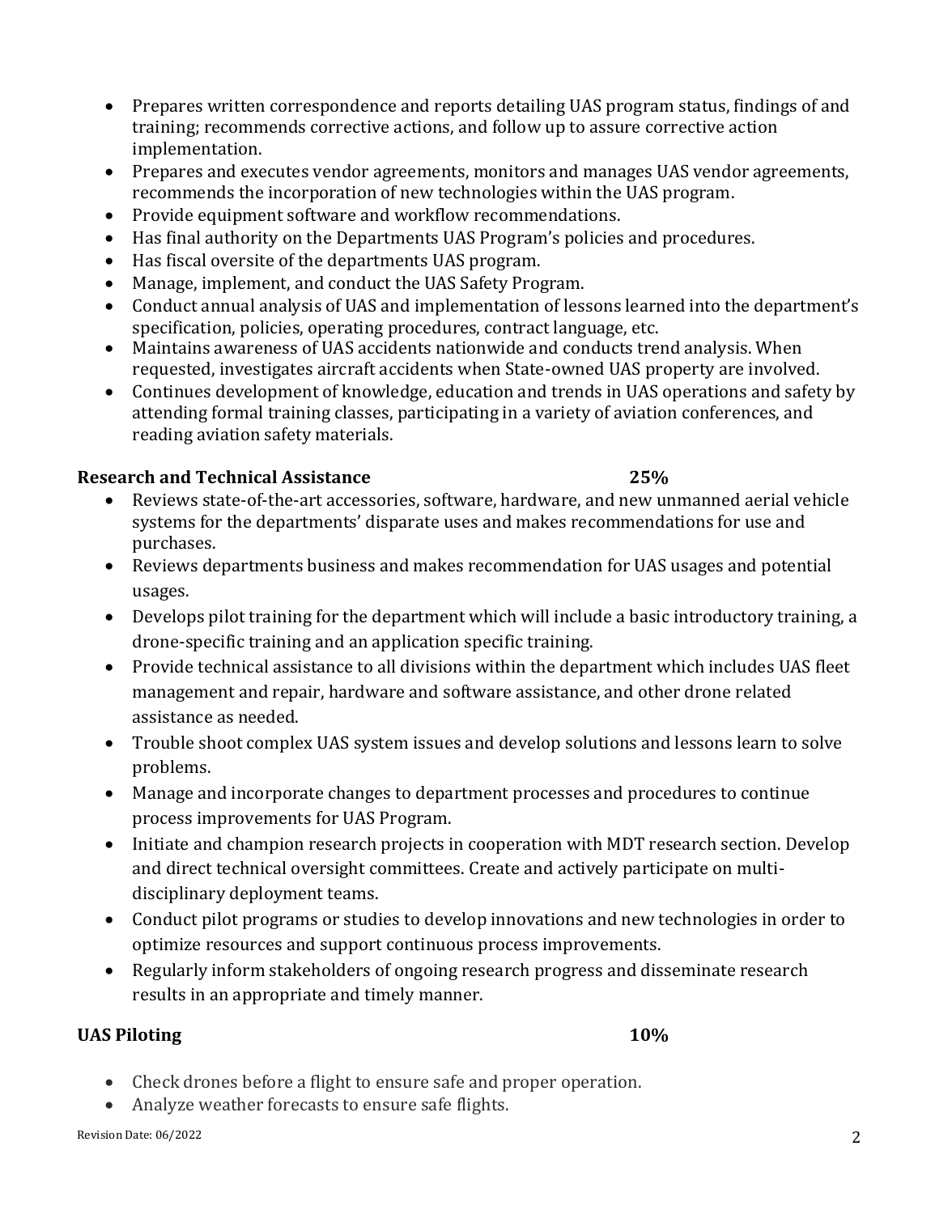- Prepares written correspondence and reports detailing UAS program status, findings of and training; recommends corrective actions, and follow up to assure corrective action implementation.
- Prepares and executes vendor agreements, monitors and manages UAS vendor agreements, recommends the incorporation of new technologies within the UAS program.
- Provide equipment software and workflow recommendations.
- Has final authority on the Departments UAS Program's policies and procedures.
- Has fiscal oversite of the departments UAS program.
- Manage, implement, and conduct the UAS Safety Program.
- Conduct annual analysis of UAS and implementation of lessons learned into the department's specification, policies, operating procedures, contract language, etc.
- Maintains awareness of UAS accidents nationwide and conducts trend analysis. When requested, investigates aircraft accidents when State-owned UAS property are involved.
- Continues development of knowledge, education and trends in UAS operations and safety by attending formal training classes, participating in a variety of aviation conferences, and reading aviation safety materials.

**Research and Technical Assistance 25%**

- Reviews state-of-the-art accessories, software, hardware, and new unmanned aerial vehicle systems for the departments' disparate uses and makes recommendations for use and purchases.
- Reviews departments business and makes recommendation for UAS usages and potential usages.
- Develops pilot training for the department which will include a basic introductory training, a drone-specific training and an application specific training.
- Provide technical assistance to all divisions within the department which includes UAS fleet management and repair, hardware and software assistance, and other drone related assistance as needed.
- Trouble shoot complex UAS system issues and develop solutions and lessons learn to solve problems.
- Manage and incorporate changes to department processes and procedures to continue process improvements for UAS Program.
- Initiate and champion research projects in cooperation with MDT research section. Develop and direct technical oversight committees. Create and actively participate on multi-disciplinary deployment teams.
- Conduct pilot programs or studies to develop innovations and new technologies in order to optimize resources and support continuous process improvements.
- Regularly inform stakeholders of ongoing research progress and disseminate research results in an appropriate and timely manner.

**UAS Piloting 10%**

- Check drones before a flight to ensure safe and proper operation.
- Analyze weather forecasts to ensure safe flights.

Revision Date: 06/2022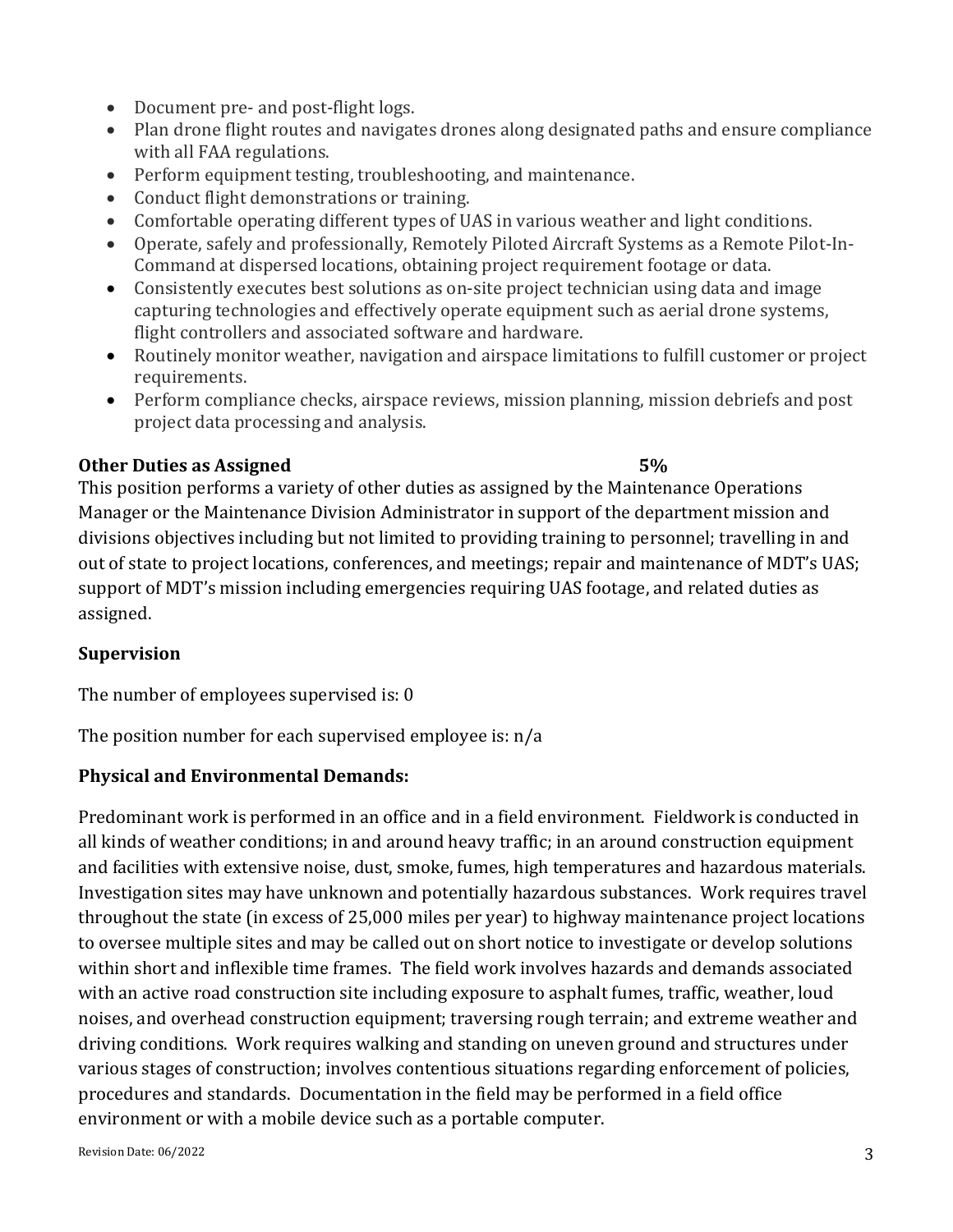- Document pre- and post-flight logs.
- Plan drone flight routes and navigates drones along designated paths and ensure compliance with all FAA regulations.
- Perform equipment testing, troubleshooting, and maintenance.
- Conduct flight demonstrations or training.
- Comfortable operating different types of UAS in various weather and light conditions.
- Operate, safely and professionally, Remotely Piloted Aircraft Systems as a Remote Pilot-In-Command at dispersed locations, obtaining project requirement footage or data.
- Consistently executes best solutions as on-site project technician using data and image capturing technologies and effectively operate equipment such as aerial drone systems, flight controllers and associated software and hardware.
- Routinely monitor weather, navigation and airspace limitations to fulfill customer or project requirements.
- Perform compliance checks, airspace reviews, mission planning, mission debriefs and post project data processing and analysis.

**Other Duties as Assigned 5%**

This position performs a variety of other duties as assigned by the Maintenance Operations Manager or the Maintenance Division Administrator in support of the department mission and divisions objectives including but not limited to providing training to personnel; travelling in and out of state to project locations, conferences, and meetings; repair and maintenance of MDT's UAS; support of MDT's mission including emergencies requiring UAS footage, and related duties as assigned.

## Supervision

The number of employees supervised is: 0

The position number for each supervised employee is: n/a

## Physical and Environmental Demands:

Predominant work is performed in an office and in a field environment. Fieldwork is conducted in all kinds of weather conditions; in and around heavy traffic; in an around construction equipment and facilities with extensive noise, dust, smoke, fumes, high temperatures and hazardous materials. Investigation sites may have unknown and potentially hazardous substances. Work requires travel throughout the state (in excess of 25,000 miles per year) to highway maintenance project locations to oversee multiple sites and may be called out on short notice to investigate or develop solutions within short and inflexible time frames. The field work involves hazards and demands associated with an active road construction site including exposure to asphalt fumes, traffic, weather, loud noises, and overhead construction equipment; traversing rough terrain; and extreme weather and driving conditions. Work requires walking and standing on uneven ground and structures under various stages of construction; involves contentious situations regarding enforcement of policies, procedures and standards. Documentation in the field may be performed in a field office environment or with a mobile device such as a portable computer.

Revision Date: 06/2022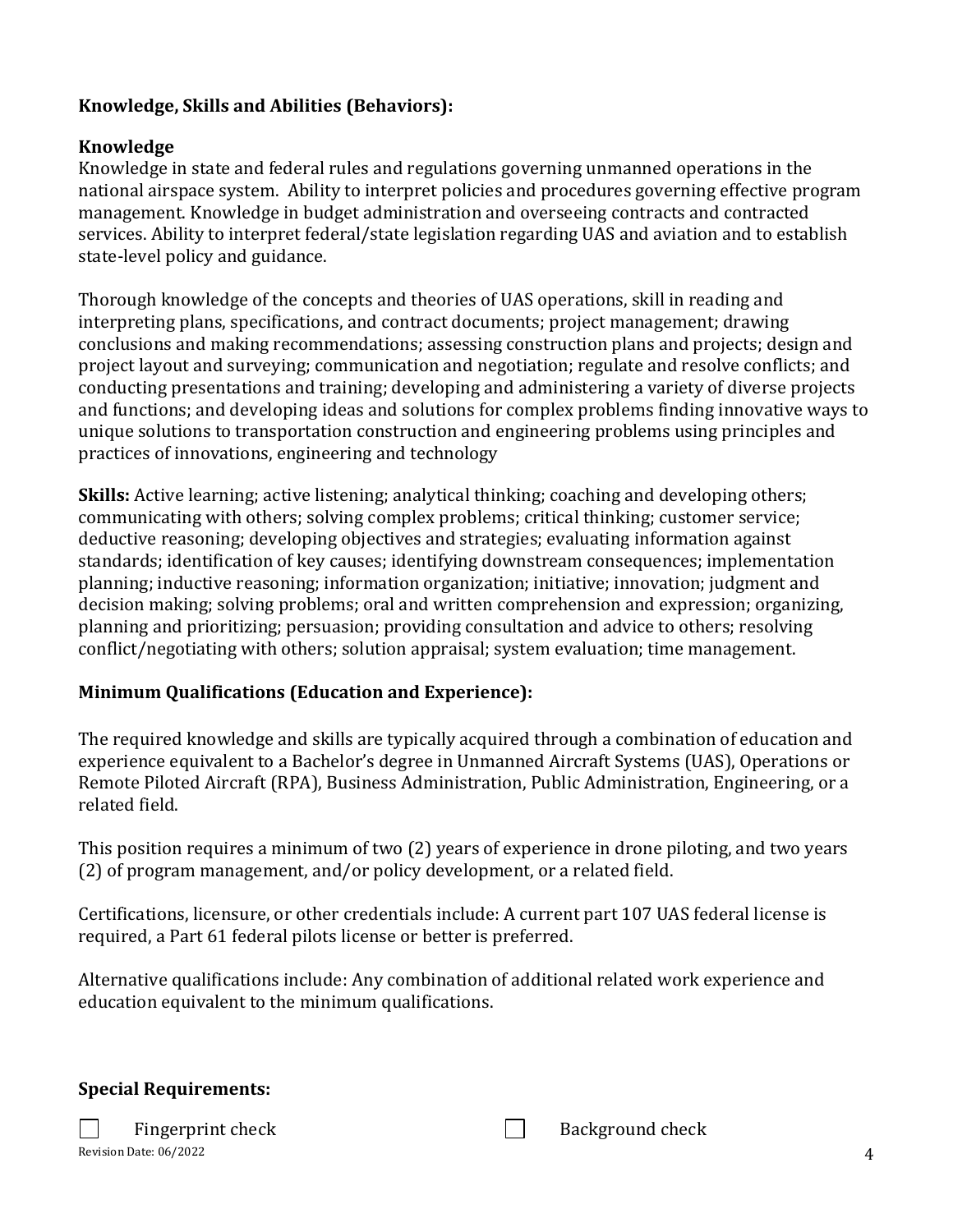**Knowledge, Skills and Abilities (Behaviors):**

**Knowledge**
Knowledge in state and federal rules and regulations governing unmanned operations in the national airspace system. Ability to interpret policies and procedures governing effective program management. Knowledge in budget administration and overseeing contracts and contracted services. Ability to interpret federal/state legislation regarding UAS and aviation and to establish state-level policy and guidance.

Thorough knowledge of the concepts and theories of UAS operations, skill in reading and interpreting plans, specifications, and contract documents; project management; drawing conclusions and making recommendations; assessing construction plans and projects; design and project layout and surveying; communication and negotiation; regulate and resolve conflicts; and conducting presentations and training; developing and administering a variety of diverse projects and functions; and developing ideas and solutions for complex problems finding innovative ways to unique solutions to transportation construction and engineering problems using principles and practices of innovations, engineering and technology

**Skills:** Active learning; active listening; analytical thinking; coaching and developing others; communicating with others; solving complex problems; critical thinking; customer service; deductive reasoning; developing objectives and strategies; evaluating information against standards; identification of key causes; identifying downstream consequences; implementation planning; inductive reasoning; information organization; initiative; innovation; judgment and decision making; solving problems; oral and written comprehension and expression; organizing, planning and prioritizing; persuasion; providing consultation and advice to others; resolving conflict/negotiating with others; solution appraisal; system evaluation; time management.

**Minimum Qualifications (Education and Experience):**

The required knowledge and skills are typically acquired through a combination of education and experience equivalent to a Bachelor's degree in Unmanned Aircraft Systems (UAS), Operations or Remote Piloted Aircraft (RPA), Business Administration, Public Administration, Engineering, or a related field.

This position requires a minimum of two (2) years of experience in drone piloting, and two years (2) of program management, and/or policy development, or a related field.

Certifications, licensure, or other credentials include: A current part 107 UAS federal license is required, a Part 61 federal pilots license or better is preferred.

Alternative qualifications include: Any combination of additional related work experience and education equivalent to the minimum qualifications.

**Special Requirements:**

☐ Fingerprint check ☐ Background check

Revision Date: 06/2022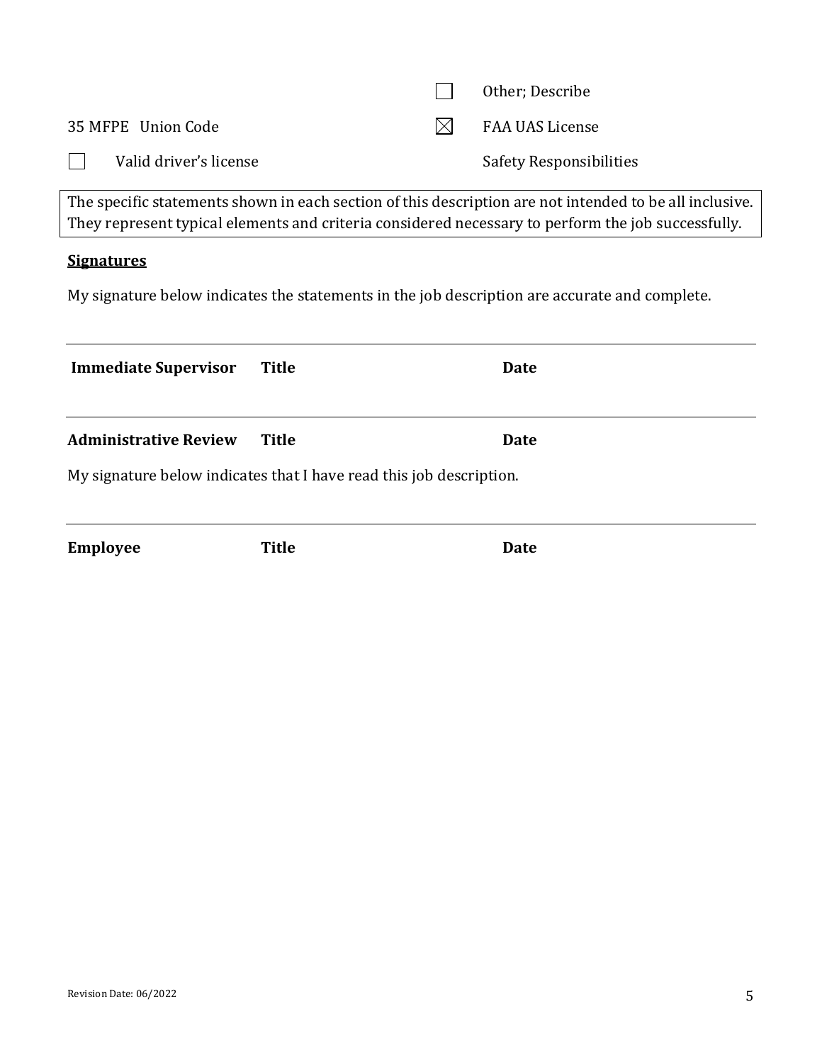| | | | |
|---|---|---|---|
| | | ☐ | Other; Describe |
| 35 MFPE Union Code | | ☒ | FAA UAS License |
| ☐ | Valid driver's license | | Safety Responsibilities |

> The specific statements shown in each section of this description are not intended to be all inclusive. They represent typical elements and criteria considered necessary to perform the job successfully.

## Signatures

My signature below indicates the statements in the job description are accurate and complete.

---

**Immediate Supervisor** **Title** **Date**

---

**Administrative Review** **Title** **Date**

My signature below indicates that I have read this job description.

---

**Employee** **Title** **Date**

Revision Date: 06/2022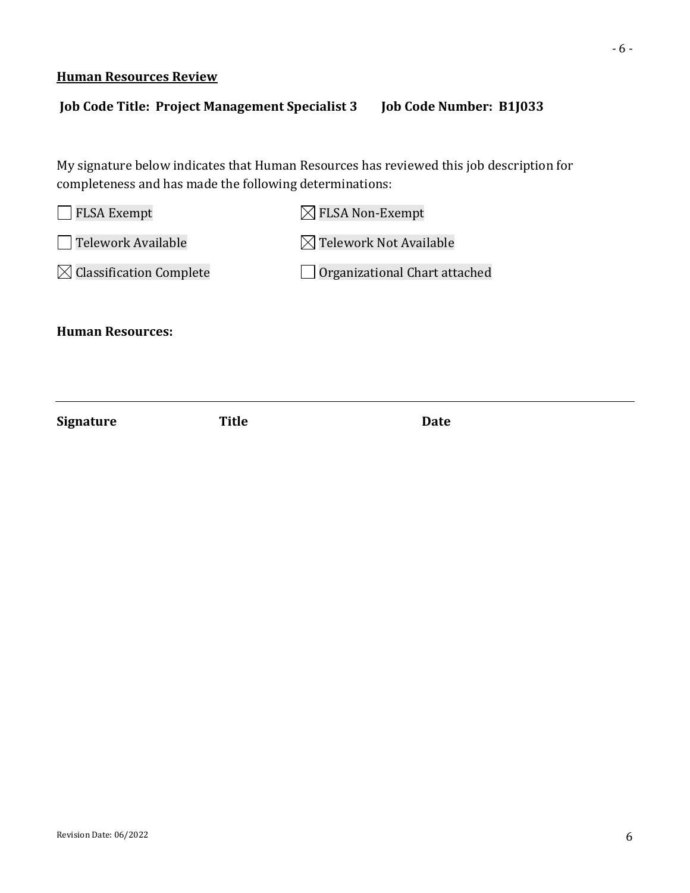**<u>Human Resources Review</u>**

**Job Code Title: Project Management Specialist 3 Job Code Number: B1J033**

My signature below indicates that Human Resources has reviewed this job description for completeness and has made the following determinations:

- [ ] FLSA Exempt
- [x] FLSA Non-Exempt
- [ ] Telework Available
- [x] Telework Not Available
- [x] Classification Complete
- [ ] Organizational Chart attached

**Human Resources:**

| **Signature** | **Title** | **Date** |
|---|---|---|
| | | |

Revision Date: 06/2022